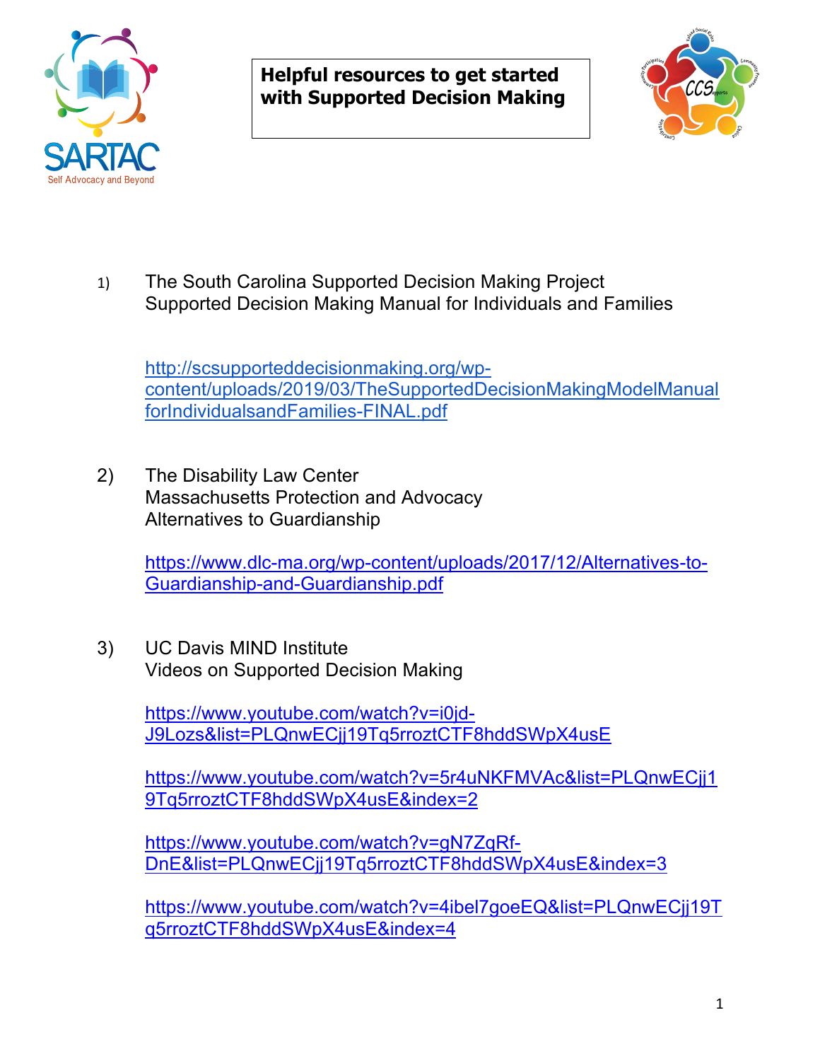**Helpful resources to get started with Supported Decision Making**

1) The South Carolina Supported Decision Making Project
   Supported Decision Making Manual for Individuals and Families

   http://scsupporteddecisionmaking.org/wp-content/uploads/2019/03/TheSupportedDecisionMakingModelManualforIndividualsandFamilies-FINAL.pdf

2) The Disability Law Center
   Massachusetts Protection and Advocacy
   Alternatives to Guardianship

   https://www.dlc-ma.org/wp-content/uploads/2017/12/Alternatives-to-Guardianship-and-Guardianship.pdf

3) UC Davis MIND Institute
   Videos on Supported Decision Making

   https://www.youtube.com/watch?v=i0jd-J9Lozs&list=PLQnwECjj19Tq5rroztCTF8hddSWpX4usE

   https://www.youtube.com/watch?v=5r4uNKFMVAc&list=PLQnwECjj19Tq5rroztCTF8hddSWpX4usE&index=2

   https://www.youtube.com/watch?v=gN7ZqRf-DnE&list=PLQnwECjj19Tq5rroztCTF8hddSWpX4usE&index=3

   https://www.youtube.com/watch?v=4ibel7goeEQ&list=PLQnwECjj19Tq5rroztCTF8hddSWpX4usE&index=4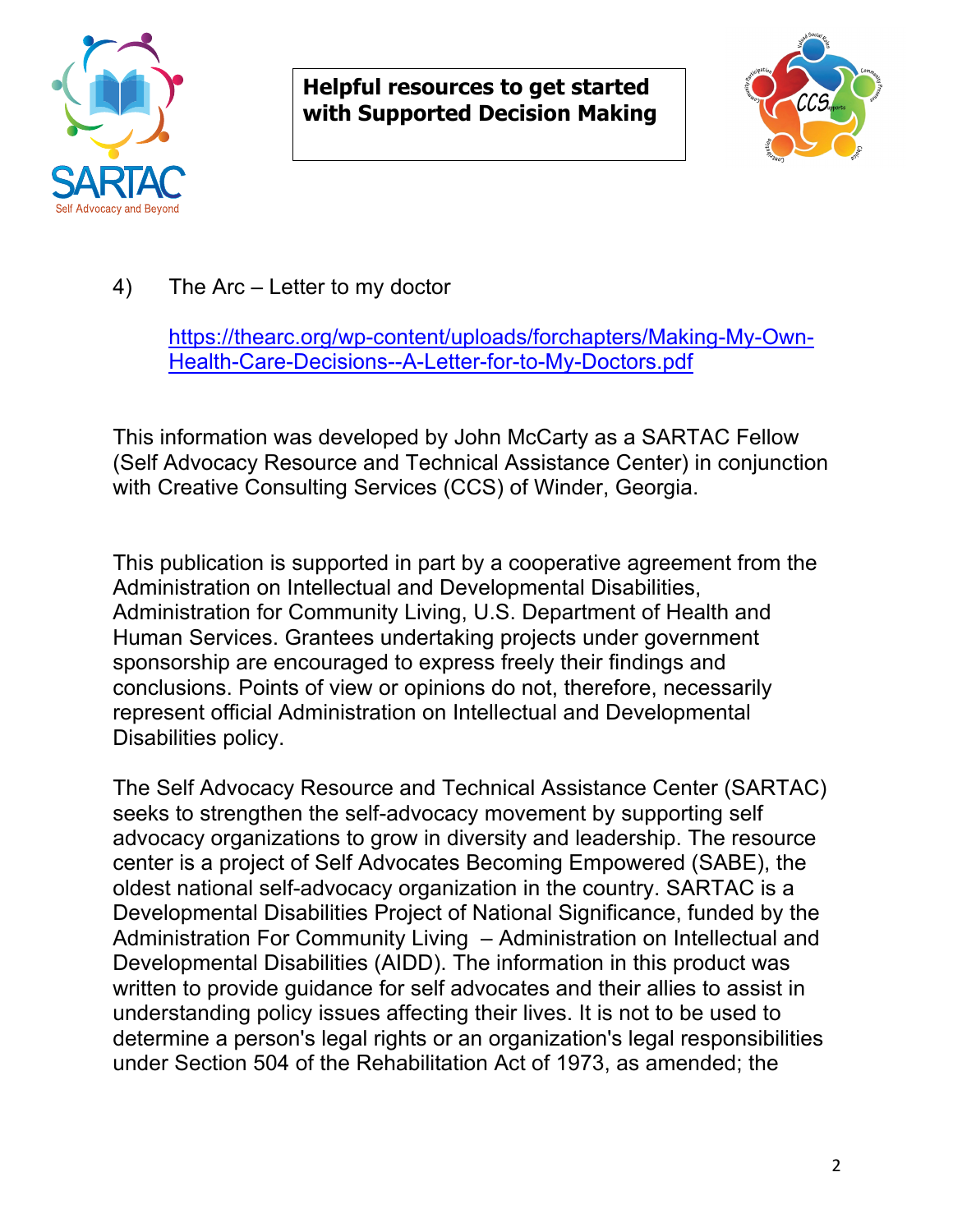**Helpful resources to get started with Supported Decision Making**

4) The Arc – Letter to my doctor

https://thearc.org/wp-content/uploads/forchapters/Making-My-Own-Health-Care-Decisions--A-Letter-for-to-My-Doctors.pdf

This information was developed by John McCarty as a SARTAC Fellow (Self Advocacy Resource and Technical Assistance Center) in conjunction with Creative Consulting Services (CCS) of Winder, Georgia.

This publication is supported in part by a cooperative agreement from the Administration on Intellectual and Developmental Disabilities, Administration for Community Living, U.S. Department of Health and Human Services. Grantees undertaking projects under government sponsorship are encouraged to express freely their findings and conclusions. Points of view or opinions do not, therefore, necessarily represent official Administration on Intellectual and Developmental Disabilities policy.

The Self Advocacy Resource and Technical Assistance Center (SARTAC) seeks to strengthen the self-advocacy movement by supporting self advocacy organizations to grow in diversity and leadership. The resource center is a project of Self Advocates Becoming Empowered (SABE), the oldest national self-advocacy organization in the country. SARTAC is a Developmental Disabilities Project of National Significance, funded by the Administration For Community Living – Administration on Intellectual and Developmental Disabilities (AIDD). The information in this product was written to provide guidance for self advocates and their allies to assist in understanding policy issues affecting their lives. It is not to be used to determine a person's legal rights or an organization's legal responsibilities under Section 504 of the Rehabilitation Act of 1973, as amended; the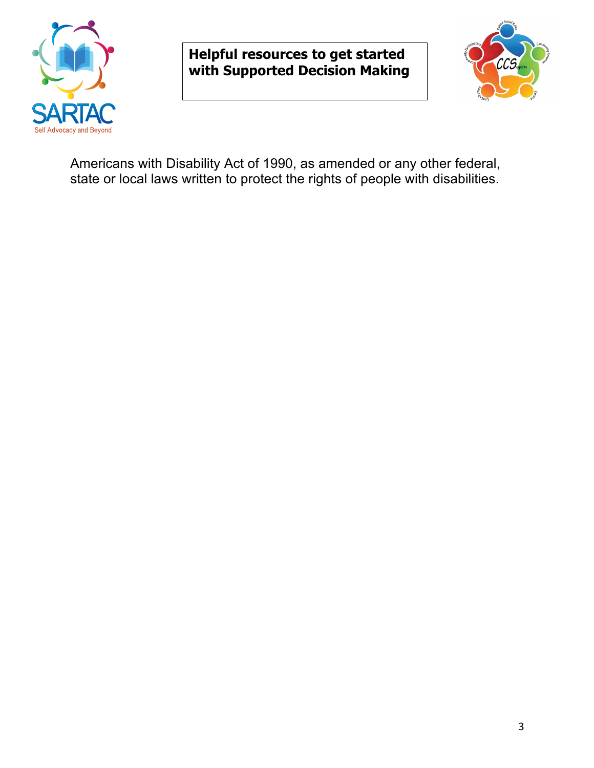Americans with Disability Act of 1990, as amended or any other federal, state or local laws written to protect the rights of people with disabilities.